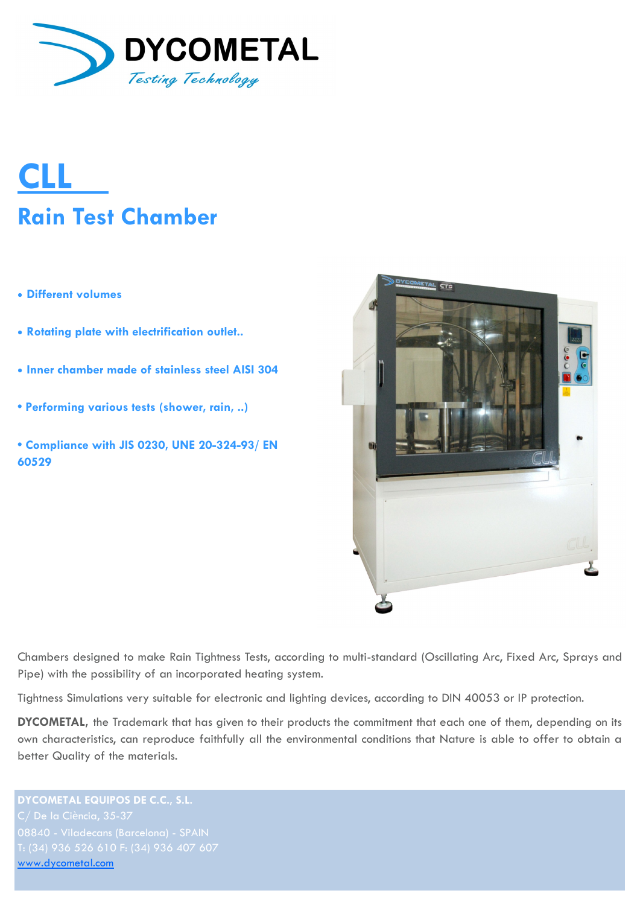# CLL

## Rain Test Chamber

- **Different volumes**
- **Rotating plate with electrification outlet..**
- **Inner chamber made of stainless steel AISI 304**
- **Performing various tests (shower, rain, ..)**
- **Compliance with JIS 0230, UNE 20-324-93/ EN 60529**

Chambers designed to make Rain Tightness Tests, according to multi-standard (Oscillating Arc, Fixed Arc, Sprays and Pipe) with the possibility of an incorporated heating system.

Tightness Simulations very suitable for electronic and lighting devices, according to DIN 40053 or IP protection.

**DYCOMETAL,** the Trademark that has given to their products the commitment that each one of them, depending on its own characteristics, can reproduce faithfully all the environmental conditions that Nature is able to offer to obtain a better Quality of the materials.

**DYCOMETAL EQUIPOS DE C.C., S.L.**
C/ De la Ciència, 35-37
08840 - Viladecans (Barcelona) - SPAIN
T: (34) 936 526 610 F: (34) 936 407 607
www.dycometal.com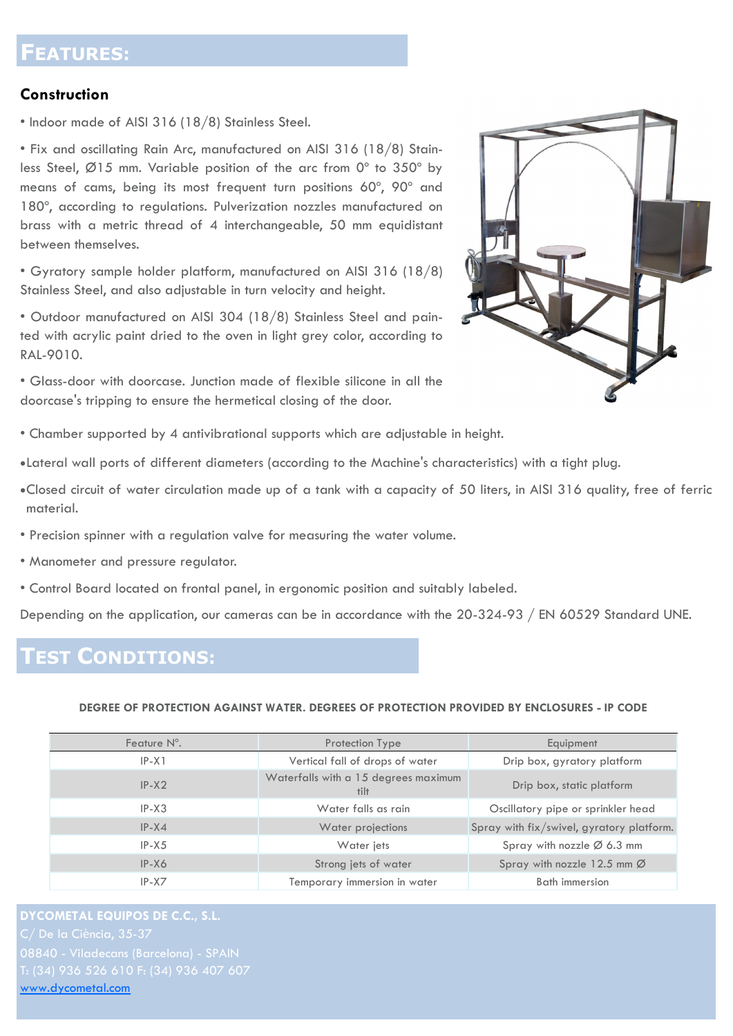## FEATURES:

### Construction

- Indoor made of AISI 316 (18/8) Stainless Steel.
- Fix and oscillating Rain Arc, manufactured on AISI 316 (18/8) Stainless Steel, Ø15 mm. Variable position of the arc from 0° to 350° by means of cams, being its most frequent turn positions 60°, 90° and 180°, according to regulations. Pulverization nozzles manufactured on brass with a metric thread of 4 interchangeable, 50 mm equidistant between themselves.
- Gyratory sample holder platform, manufactured on AISI 316 (18/8) Stainless Steel, and also adjustable in turn velocity and height.
- Outdoor manufactured on AISI 304 (18/8) Stainless Steel and painted with acrylic paint dried to the oven in light grey color, according to RAL-9010.
- Glass-door with doorcase. Junction made of flexible silicone in all the doorcase's tripping to ensure the hermetical closing of the door.
- Chamber supported by 4 antivibrational supports which are adjustable in height.
- Lateral wall ports of different diameters (according to the Machine's characteristics) with a tight plug.
- Closed circuit of water circulation made up of a tank with a capacity of 50 liters, in AISI 316 quality, free of ferric material.
- Precision spinner with a regulation valve for measuring the water volume.
- Manometer and pressure regulator.
- Control Board located on frontal panel, in ergonomic position and suitably labeled.

Depending on the application, our cameras can be in accordance with the 20-324-93 / EN 60529 Standard UNE.

## TEST CONDITIONS:

**DEGREE OF PROTECTION AGAINST WATER. DEGREES OF PROTECTION PROVIDED BY ENCLOSURES - IP CODE**

| Feature N°. | Protection Type | Equipment |
| --- | --- | --- |
| IP-X1 | Vertical fall of drops of water | Drip box, gyratory platform |
| IP-X2 | Waterfalls with a 15 degrees maximum tilt | Drip box, static platform |
| IP-X3 | Water falls as rain | Oscillatory pipe or sprinkler head |
| IP-X4 | Water projections | Spray with fix/swivel, gyratory platform. |
| IP-X5 | Water jets | Spray with nozzle Ø 6.3 mm |
| IP-X6 | Strong jets of water | Spray with nozzle 12.5 mm Ø |
| IP-X7 | Temporary immersion in water | Bath immersion |

**DYCOMETAL EQUIPOS DE C.C., S.L.**
C/ De la Ciència, 35-37
08840 - Viladecans (Barcelona) - SPAIN
T: (34) 936 526 610 F: (34) 936 407 607
www.dycometal.com